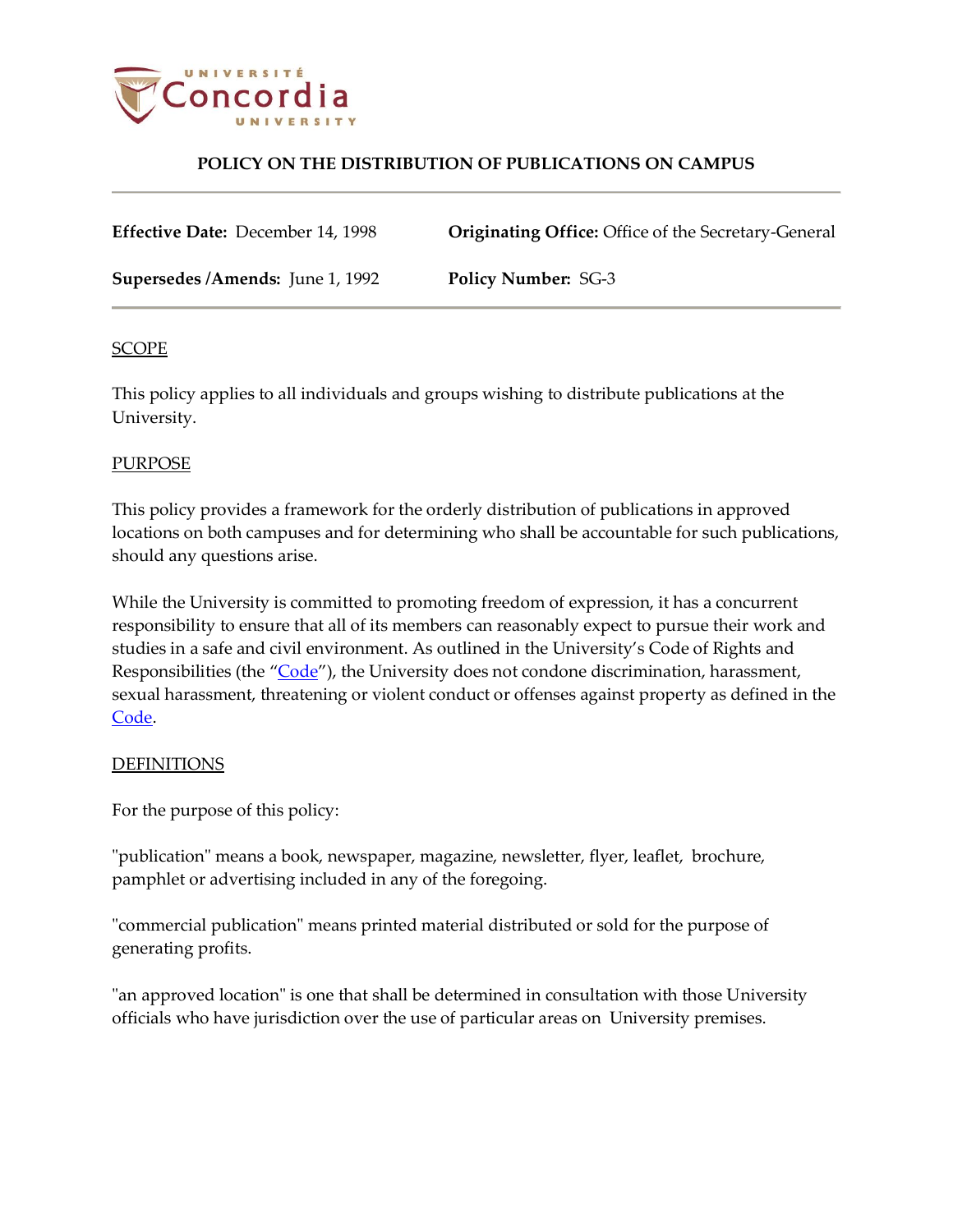# POLICY ON THE DISTRIBUTION OF PUBLICATIONS ON CAMPUS

**Effective Date:** December 14, 1998

**Originating Office:** Office of the Secretary-General

**Supersedes /Amends:** June 1, 1992

**Policy Number:** SG-3

## SCOPE

This policy applies to all individuals and groups wishing to distribute publications at the University.

## PURPOSE

This policy provides a framework for the orderly distribution of publications in approved locations on both campuses and for determining who shall be accountable for such publications, should any questions arise.

While the University is committed to promoting freedom of expression, it has a concurrent responsibility to ensure that all of its members can reasonably expect to pursue their work and studies in a safe and civil environment. As outlined in the University's Code of Rights and Responsibilities (the "Code"), the University does not condone discrimination, harassment, sexual harassment, threatening or violent conduct or offenses against property as defined in the Code.

## DEFINITIONS

For the purpose of this policy:

"publication" means a book, newspaper, magazine, newsletter, flyer, leaflet, brochure, pamphlet or advertising included in any of the foregoing.

"commercial publication" means printed material distributed or sold for the purpose of generating profits.

"an approved location" is one that shall be determined in consultation with those University officials who have jurisdiction over the use of particular areas on University premises.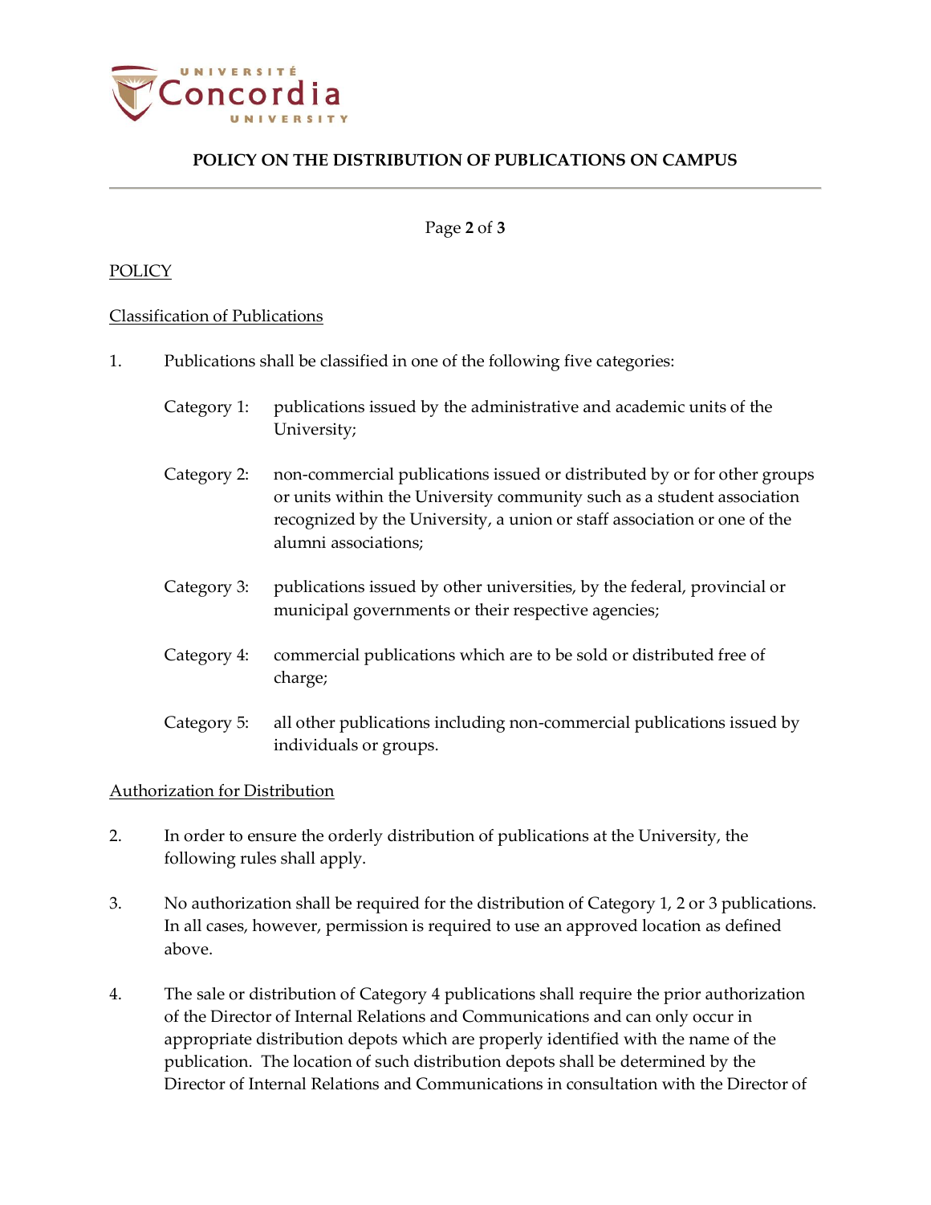POLICY

Classification of Publications

1. Publications shall be classified in one of the following five categories:

   Category 1: publications issued by the administrative and academic units of the University;

   Category 2: non-commercial publications issued or distributed by or for other groups or units within the University community such as a student association recognized by the University, a union or staff association or one of the alumni associations;

   Category 3: publications issued by other universities, by the federal, provincial or municipal governments or their respective agencies;

   Category 4: commercial publications which are to be sold or distributed free of charge;

   Category 5: all other publications including non-commercial publications issued by individuals or groups.

Authorization for Distribution

2. In order to ensure the orderly distribution of publications at the University, the following rules shall apply.

3. No authorization shall be required for the distribution of Category 1, 2 or 3 publications. In all cases, however, permission is required to use an approved location as defined above.

4. The sale or distribution of Category 4 publications shall require the prior authorization of the Director of Internal Relations and Communications and can only occur in appropriate distribution depots which are properly identified with the name of the publication. The location of such distribution depots shall be determined by the Director of Internal Relations and Communications in consultation with the Director of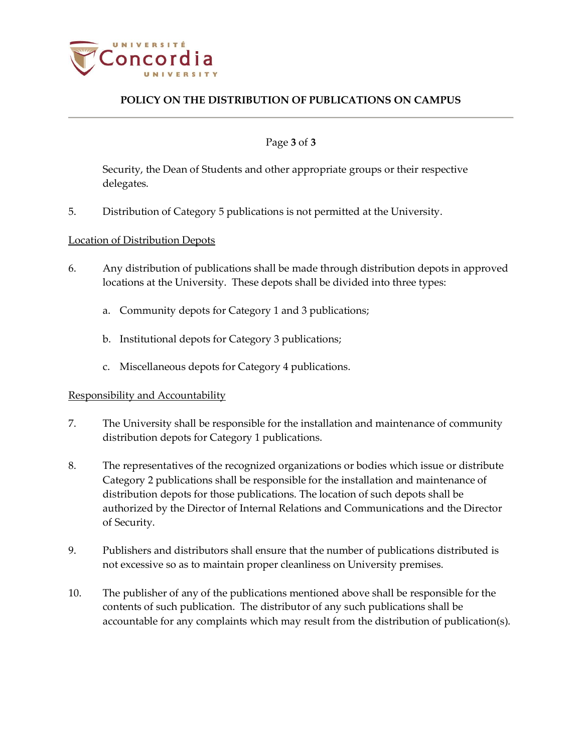Security, the Dean of Students and other appropriate groups or their respective delegates.

5. Distribution of Category 5 publications is not permitted at the University.

Location of Distribution Depots

6. Any distribution of publications shall be made through distribution depots in approved locations at the University. These depots shall be divided into three types:

    a. Community depots for Category 1 and 3 publications;

    b. Institutional depots for Category 3 publications;

    c. Miscellaneous depots for Category 4 publications.

Responsibility and Accountability

7. The University shall be responsible for the installation and maintenance of community distribution depots for Category 1 publications.

8. The representatives of the recognized organizations or bodies which issue or distribute Category 2 publications shall be responsible for the installation and maintenance of distribution depots for those publications. The location of such depots shall be authorized by the Director of Internal Relations and Communications and the Director of Security.

9. Publishers and distributors shall ensure that the number of publications distributed is not excessive so as to maintain proper cleanliness on University premises.

10. The publisher of any of the publications mentioned above shall be responsible for the contents of such publication. The distributor of any such publications shall be accountable for any complaints which may result from the distribution of publication(s).